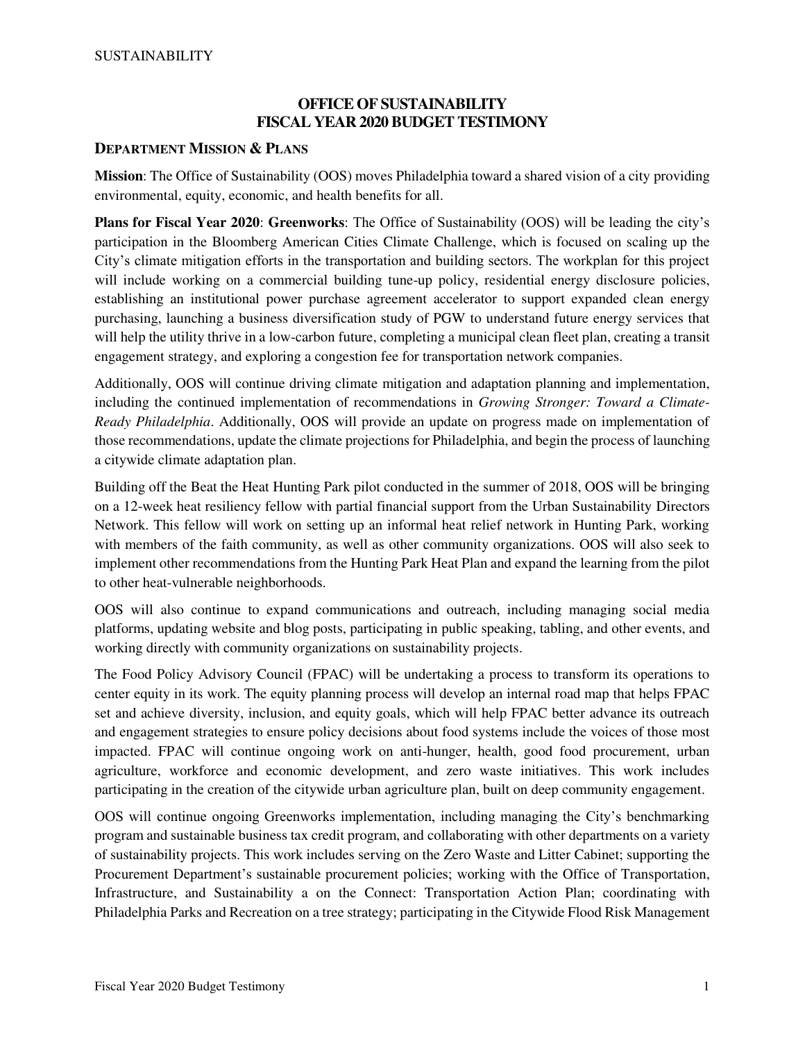# OFFICE OF SUSTAINABILITY
# FISCAL YEAR 2020 BUDGET TESTIMONY

## DEPARTMENT MISSION & PLANS

**Mission**: The Office of Sustainability (OOS) moves Philadelphia toward a shared vision of a city providing environmental, equity, economic, and health benefits for all.

**Plans for Fiscal Year 2020**: **Greenworks**: The Office of Sustainability (OOS) will be leading the city's participation in the Bloomberg American Cities Climate Challenge, which is focused on scaling up the City's climate mitigation efforts in the transportation and building sectors. The workplan for this project will include working on a commercial building tune-up policy, residential energy disclosure policies, establishing an institutional power purchase agreement accelerator to support expanded clean energy purchasing, launching a business diversification study of PGW to understand future energy services that will help the utility thrive in a low-carbon future, completing a municipal clean fleet plan, creating a transit engagement strategy, and exploring a congestion fee for transportation network companies.

Additionally, OOS will continue driving climate mitigation and adaptation planning and implementation, including the continued implementation of recommendations in *Growing Stronger: Toward a Climate-Ready Philadelphia*. Additionally, OOS will provide an update on progress made on implementation of those recommendations, update the climate projections for Philadelphia, and begin the process of launching a citywide climate adaptation plan.

Building off the Beat the Heat Hunting Park pilot conducted in the summer of 2018, OOS will be bringing on a 12-week heat resiliency fellow with partial financial support from the Urban Sustainability Directors Network. This fellow will work on setting up an informal heat relief network in Hunting Park, working with members of the faith community, as well as other community organizations. OOS will also seek to implement other recommendations from the Hunting Park Heat Plan and expand the learning from the pilot to other heat-vulnerable neighborhoods.

OOS will also continue to expand communications and outreach, including managing social media platforms, updating website and blog posts, participating in public speaking, tabling, and other events, and working directly with community organizations on sustainability projects.

The Food Policy Advisory Council (FPAC) will be undertaking a process to transform its operations to center equity in its work. The equity planning process will develop an internal road map that helps FPAC set and achieve diversity, inclusion, and equity goals, which will help FPAC better advance its outreach and engagement strategies to ensure policy decisions about food systems include the voices of those most impacted. FPAC will continue ongoing work on anti-hunger, health, good food procurement, urban agriculture, workforce and economic development, and zero waste initiatives. This work includes participating in the creation of the citywide urban agriculture plan, built on deep community engagement.

OOS will continue ongoing Greenworks implementation, including managing the City's benchmarking program and sustainable business tax credit program, and collaborating with other departments on a variety of sustainability projects. This work includes serving on the Zero Waste and Litter Cabinet; supporting the Procurement Department's sustainable procurement policies; working with the Office of Transportation, Infrastructure, and Sustainability a on the Connect: Transportation Action Plan; coordinating with Philadelphia Parks and Recreation on a tree strategy; participating in the Citywide Flood Risk Management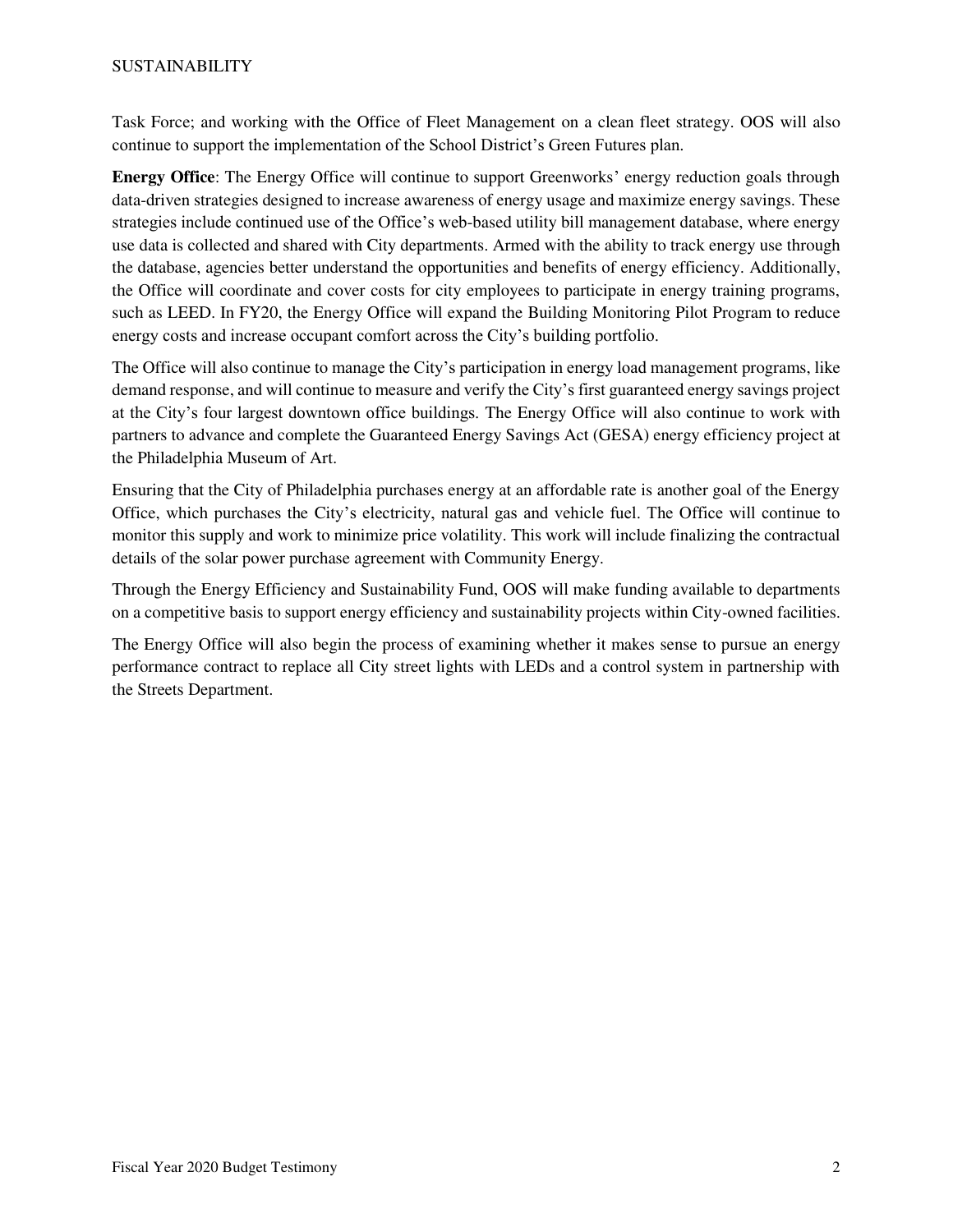Task Force; and working with the Office of Fleet Management on a clean fleet strategy. OOS will also continue to support the implementation of the School District's Green Futures plan.

**Energy Office**: The Energy Office will continue to support Greenworks' energy reduction goals through data-driven strategies designed to increase awareness of energy usage and maximize energy savings. These strategies include continued use of the Office's web-based utility bill management database, where energy use data is collected and shared with City departments. Armed with the ability to track energy use through the database, agencies better understand the opportunities and benefits of energy efficiency. Additionally, the Office will coordinate and cover costs for city employees to participate in energy training programs, such as LEED. In FY20, the Energy Office will expand the Building Monitoring Pilot Program to reduce energy costs and increase occupant comfort across the City's building portfolio.

The Office will also continue to manage the City's participation in energy load management programs, like demand response, and will continue to measure and verify the City's first guaranteed energy savings project at the City's four largest downtown office buildings. The Energy Office will also continue to work with partners to advance and complete the Guaranteed Energy Savings Act (GESA) energy efficiency project at the Philadelphia Museum of Art.

Ensuring that the City of Philadelphia purchases energy at an affordable rate is another goal of the Energy Office, which purchases the City's electricity, natural gas and vehicle fuel. The Office will continue to monitor this supply and work to minimize price volatility. This work will include finalizing the contractual details of the solar power purchase agreement with Community Energy.

Through the Energy Efficiency and Sustainability Fund, OOS will make funding available to departments on a competitive basis to support energy efficiency and sustainability projects within City-owned facilities.

The Energy Office will also begin the process of examining whether it makes sense to pursue an energy performance contract to replace all City street lights with LEDs and a control system in partnership with the Streets Department.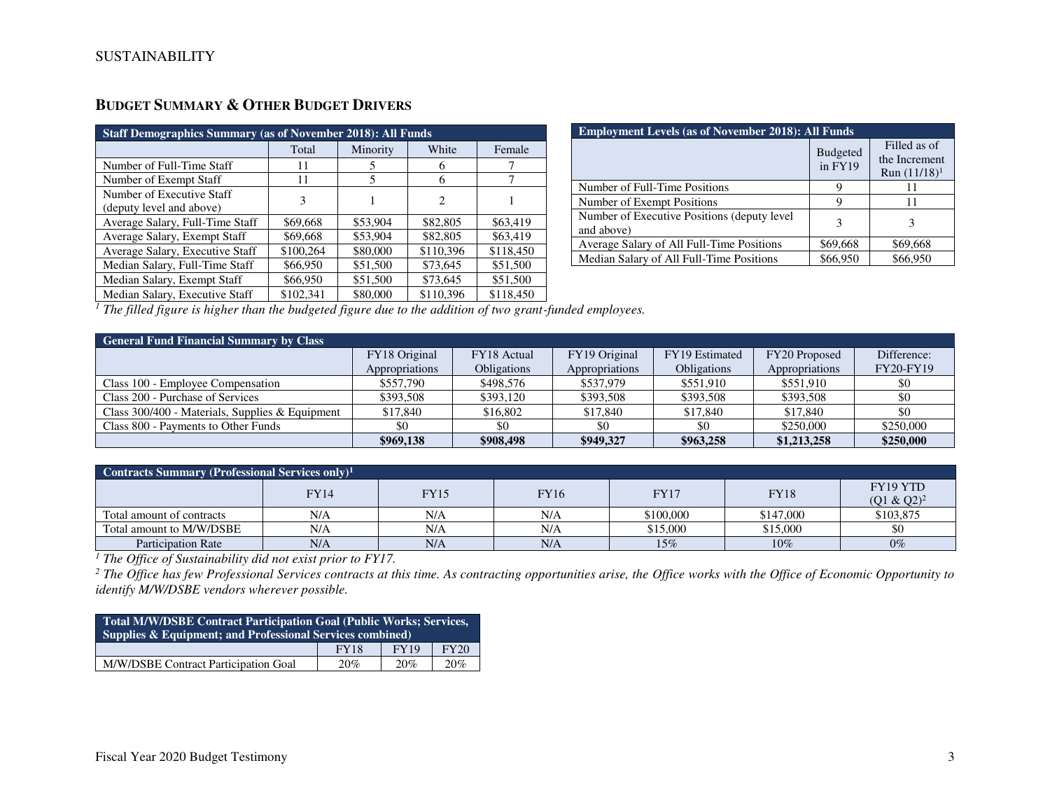SUSTAINABILITY

## BUDGET SUMMARY & OTHER BUDGET DRIVERS

| Staff Demographics Summary (as of November 2018): All Funds | | | | |
|---|---|---|---|---|
| | Total | Minority | White | Female |
| Number of Full-Time Staff | 11 | 5 | 6 | 7 |
| Number of Exempt Staff | 11 | 5 | 6 | 7 |
| Number of Executive Staff (deputy level and above) | 3 | 1 | 2 | 1 |
| Average Salary, Full-Time Staff | $69,668 | $53,904 | $82,805 | $63,419 |
| Average Salary, Exempt Staff | $69,668 | $53,904 | $82,805 | $63,419 |
| Average Salary, Executive Staff | $100,264 | $80,000 | $110,396 | $118,450 |
| Median Salary, Full-Time Staff | $66,950 | $51,500 | $73,645 | $51,500 |
| Median Salary, Exempt Staff | $66,950 | $51,500 | $73,645 | $51,500 |
| Median Salary, Executive Staff | $102,341 | $80,000 | $110,396 | $118,450 |

| Employment Levels (as of November 2018): All Funds | | |
|---|---|---|
| | Budgeted in FY19 | Filled as of the Increment Run (11/18)[1] |
| Number of Full-Time Positions | 9 | 11 |
| Number of Exempt Positions | 9 | 11 |
| Number of Executive Positions (deputy level and above) | 3 | 3 |
| Average Salary of All Full-Time Positions | $69,668 | $69,668 |
| Median Salary of All Full-Time Positions | $66,950 | $66,950 |

*[1] The filled figure is higher than the budgeted figure due to the addition of two grant-funded employees.*

| General Fund Financial Summary by Class | | | | | | |
|---|---|---|---|---|---|---|
| | FY18 Original Appropriations | FY18 Actual Obligations | FY19 Original Appropriations | FY19 Estimated Obligations | FY20 Proposed Appropriations | Difference: FY20-FY19 |
| Class 100 - Employee Compensation | $557,790 | $498,576 | $537,979 | $551,910 | $551,910 | $0 |
| Class 200 - Purchase of Services | $393,508 | $393,120 | $393,508 | $393,508 | $393,508 | $0 |
| Class 300/400 - Materials, Supplies & Equipment | $17,840 | $16,802 | $17,840 | $17,840 | $17,840 | $0 |
| Class 800 - Payments to Other Funds | $0 | $0 | $0 | $0 | $250,000 | $250,000 |
| | **$969,138** | **$908,498** | **$949,327** | **$963,258** | **$1,213,258** | **$250,000** |

| Contracts Summary (Professional Services only)[1] | | | | | | |
|---|---|---|---|---|---|---|
| | FY14 | FY15 | FY16 | FY17 | FY18 | FY19 YTD (Q1 & Q2)[2] |
| Total amount of contracts | N/A | N/A | N/A | $100,000 | $147,000 | $103,875 |
| Total amount to M/W/DSBE | N/A | N/A | N/A | $15,000 | $15,000 | $0 |
| Participation Rate | N/A | N/A | N/A | 15% | 10% | 0% |

*[1] The Office of Sustainability did not exist prior to FY17.*

*[2] The Office has few Professional Services contracts at this time. As contracting opportunities arise, the Office works with the Office of Economic Opportunity to identify M/W/DSBE vendors wherever possible.*

| Total M/W/DSBE Contract Participation Goal (Public Works; Services, Supplies & Equipment; and Professional Services combined) | | | |
|---|---|---|---|
| | FY18 | FY19 | FY20 |
| M/W/DSBE Contract Participation Goal | 20% | 20% | 20% |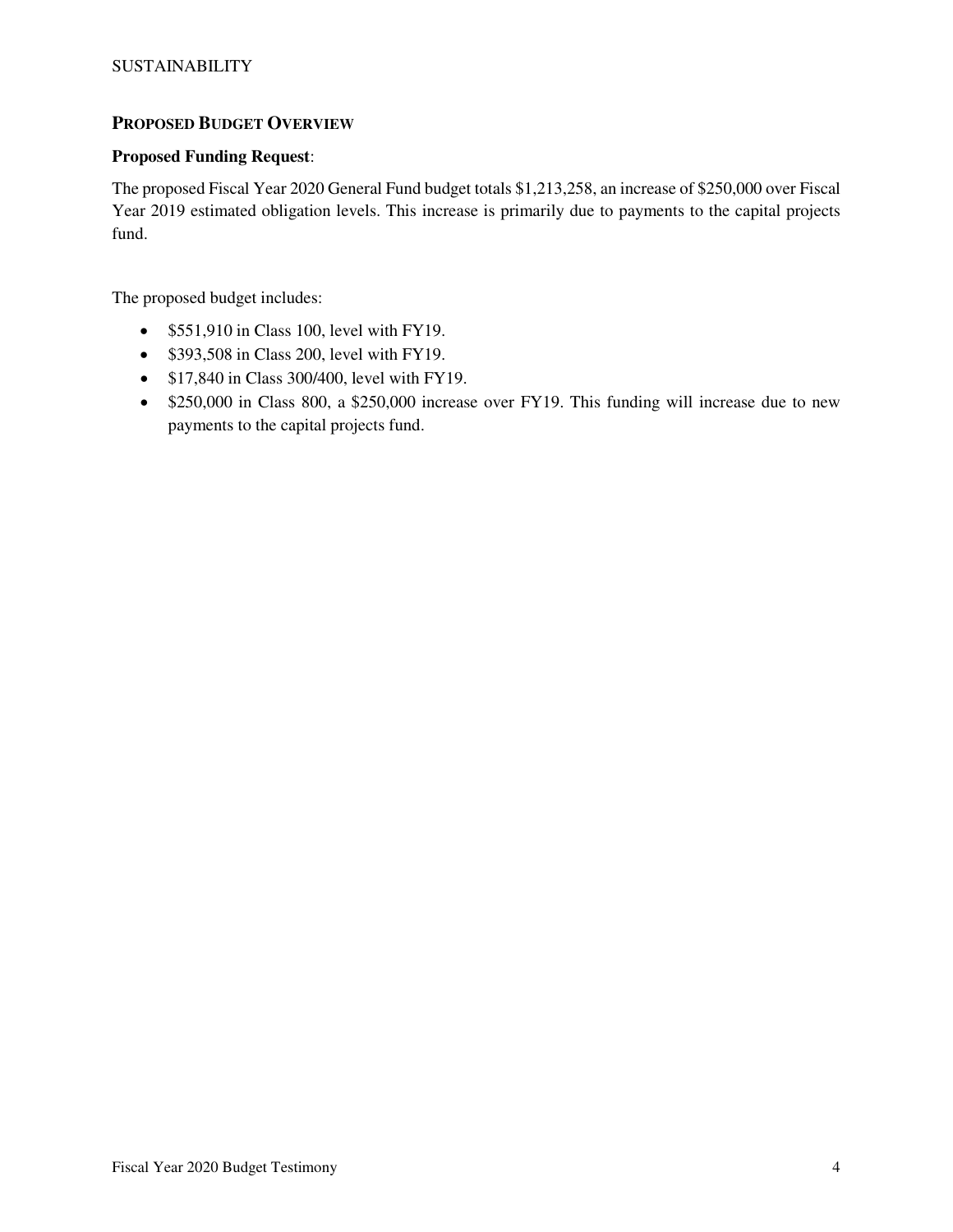## Proposed Budget Overview

**Proposed Funding Request**:

The proposed Fiscal Year 2020 General Fund budget totals $1,213,258, an increase of $250,000 over Fiscal Year 2019 estimated obligation levels. This increase is primarily due to payments to the capital projects fund.

The proposed budget includes:

- $551,910 in Class 100, level with FY19.
- $393,508 in Class 200, level with FY19.
- $17,840 in Class 300/400, level with FY19.
- $250,000 in Class 800, a $250,000 increase over FY19. This funding will increase due to new payments to the capital projects fund.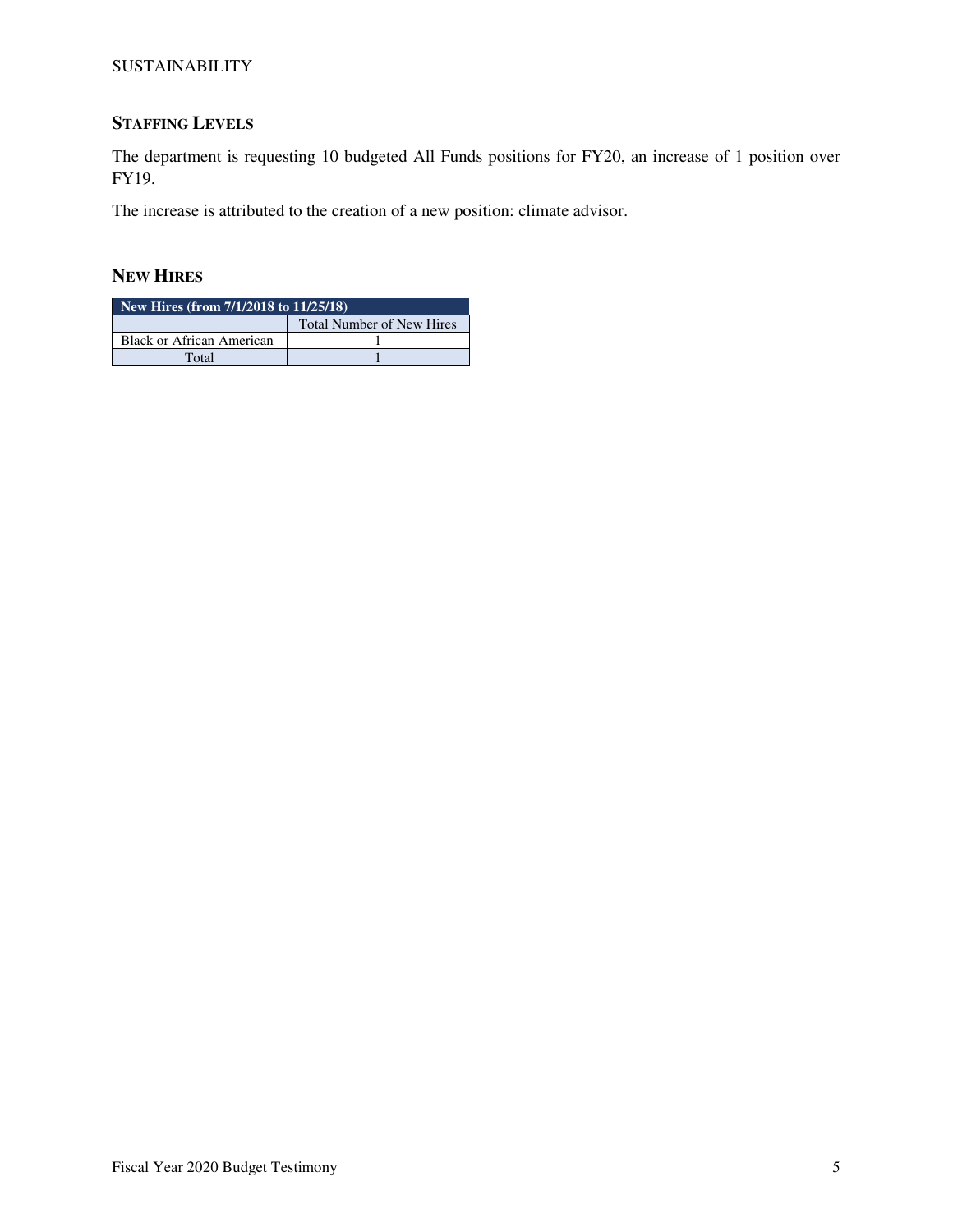## STAFFING LEVELS

The department is requesting 10 budgeted All Funds positions for FY20, an increase of 1 position over FY19.

The increase is attributed to the creation of a new position: climate advisor.

## NEW HIRES

| New Hires (from 7/1/2018 to 11/25/18) | |
|---|---|
| | Total Number of New Hires |
| Black or African American | 1 |
| Total | 1 |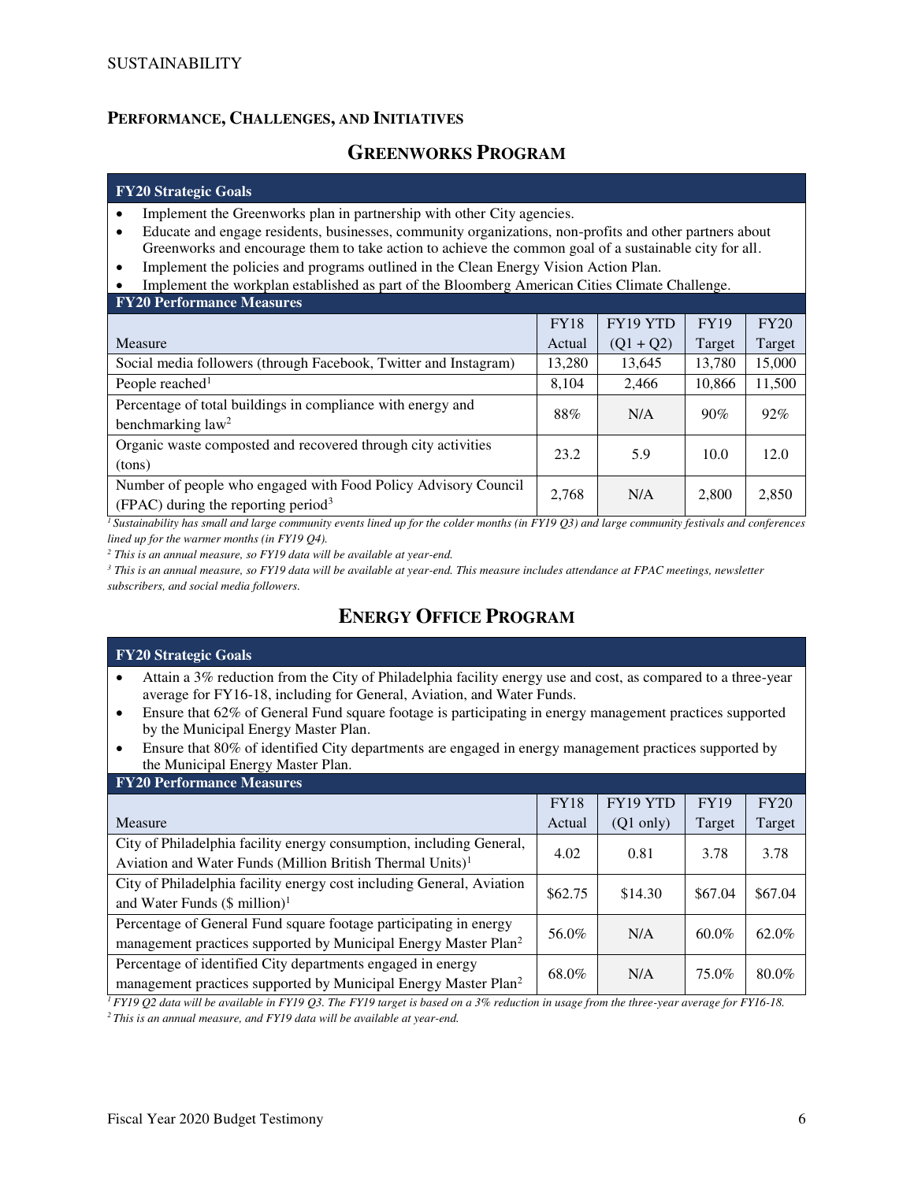## PERFORMANCE, CHALLENGES, AND INITIATIVES

### GREENWORKS PROGRAM

**FY20 Strategic Goals**

- Implement the Greenworks plan in partnership with other City agencies.
- Educate and engage residents, businesses, community organizations, non-profits and other partners about Greenworks and encourage them to take action to achieve the common goal of a sustainable city for all.
- Implement the policies and programs outlined in the Clean Energy Vision Action Plan.
- Implement the workplan established as part of the Bloomberg American Cities Climate Challenge.

**FY20 Performance Measures**

| Measure | FY18 Actual | FY19 YTD (Q1 + Q2) | FY19 Target | FY20 Target |
|---|---|---|---|---|
| Social media followers (through Facebook, Twitter and Instagram) | 13,280 | 13,645 | 13,780 | 15,000 |
| People reached[1] | 8,104 | 2,466 | 10,866 | 11,500 |
| Percentage of total buildings in compliance with energy and benchmarking law[2] | 88% | N/A | 90% | 92% |
| Organic waste composted and recovered through city activities (tons) | 23.2 | 5.9 | 10.0 | 12.0 |
| Number of people who engaged with Food Policy Advisory Council (FPAC) during the reporting period[3] | 2,768 | N/A | 2,800 | 2,850 |

*[1] Sustainability has small and large community events lined up for the colder months (in FY19 Q3) and large community festivals and conferences lined up for the warmer months (in FY19 Q4).*

*[2] This is an annual measure, so FY19 data will be available at year-end.*

*[3] This is an annual measure, so FY19 data will be available at year-end. This measure includes attendance at FPAC meetings, newsletter subscribers, and social media followers.*

### ENERGY OFFICE PROGRAM

**FY20 Strategic Goals**

- Attain a 3% reduction from the City of Philadelphia facility energy use and cost, as compared to a three-year average for FY16-18, including for General, Aviation, and Water Funds.
- Ensure that 62% of General Fund square footage is participating in energy management practices supported by the Municipal Energy Master Plan.
- Ensure that 80% of identified City departments are engaged in energy management practices supported by the Municipal Energy Master Plan.

**FY20 Performance Measures**

| Measure | FY18 Actual | FY19 YTD (Q1 only) | FY19 Target | FY20 Target |
|---|---|---|---|---|
| City of Philadelphia facility energy consumption, including General, Aviation and Water Funds (Million British Thermal Units)[1] | 4.02 | 0.81 | 3.78 | 3.78 |
| City of Philadelphia facility energy cost including General, Aviation and Water Funds ($ million)[1] | $62.75 | $14.30 | $67.04 | $67.04 |
| Percentage of General Fund square footage participating in energy management practices supported by Municipal Energy Master Plan[2] | 56.0% | N/A | 60.0% | 62.0% |
| Percentage of identified City departments engaged in energy management practices supported by Municipal Energy Master Plan[2] | 68.0% | N/A | 75.0% | 80.0% |

*[1] FY19 Q2 data will be available in FY19 Q3. The FY19 target is based on a 3% reduction in usage from the three-year average for FY16-18.*

*[2] This is an annual measure, and FY19 data will be available at year-end.*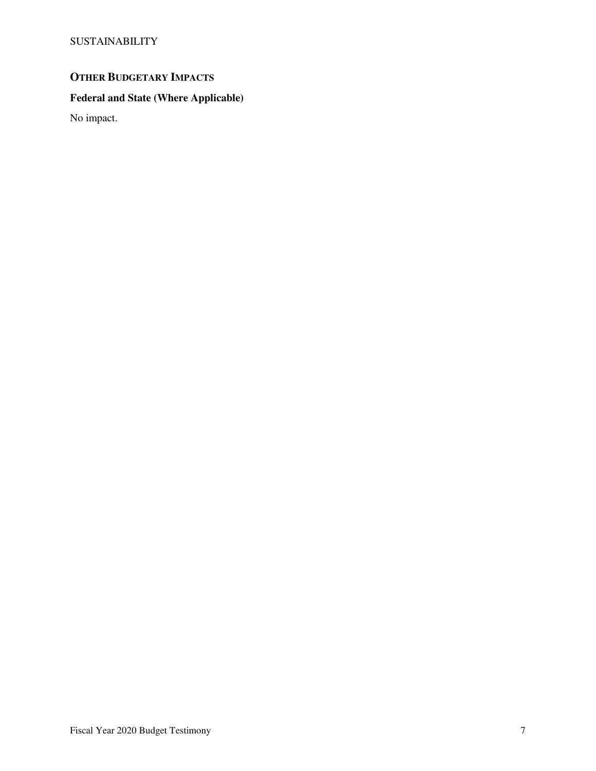## OTHER BUDGETARY IMPACTS

### Federal and State (Where Applicable)

No impact.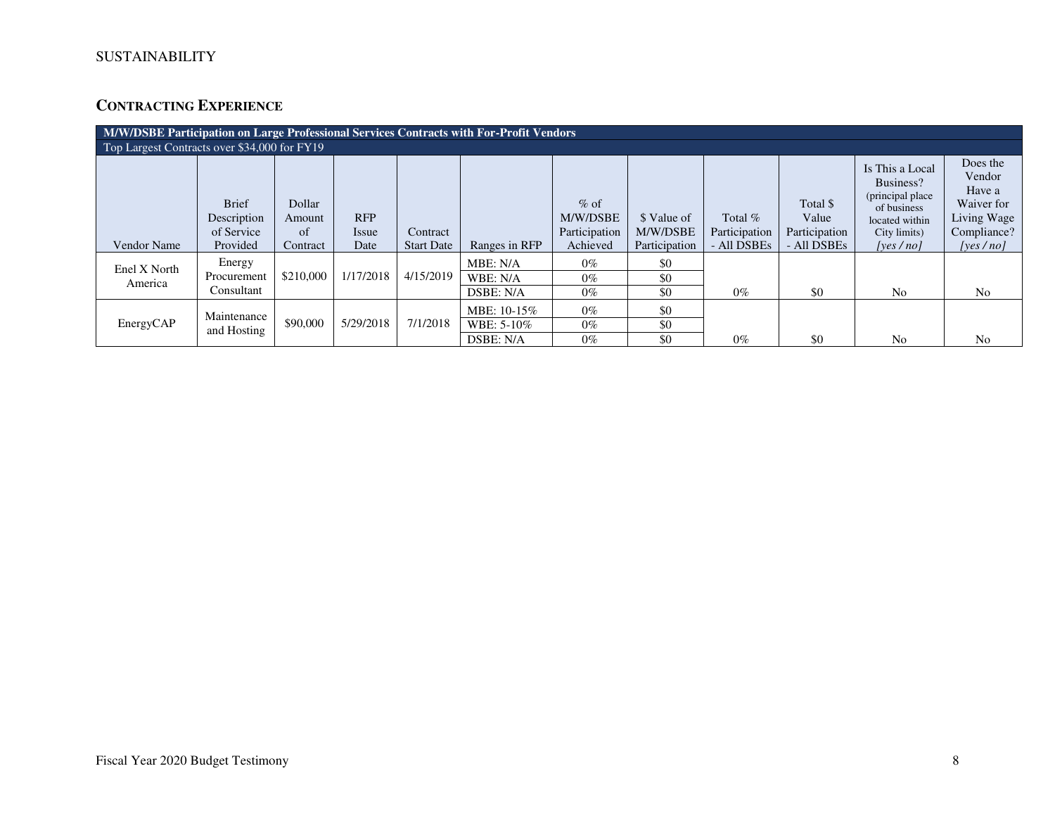SUSTAINABILITY

## CONTRACTING EXPERIENCE

| M/W/DSBE Participation on Large Professional Services Contracts with For-Profit Vendors | | | | | | | | | | | |
|---|---|---|---|---|---|---|---|---|---|---|---|
| Top Largest Contracts over $34,000 for FY19 | | | | | | | | | | | |
| Vendor Name | Brief Description of Service Provided | Dollar Amount of Contract | RFP Issue Date | Contract Start Date | Ranges in RFP | % of M/W/DSBE Participation Achieved | $ Value of M/W/DSBE Participation | Total % Participation - All DSBEs | Total $ Value Participation - All DSBEs | Is This a Local Business? (principal place of business located within City limits) *[yes / no]* | Does the Vendor Have a Waiver for Living Wage Compliance? *[yes / no]* |
| Enel X North America | Energy Procurement Consultant | $210,000 | 1/17/2018 | 4/15/2019 | MBE: N/A | 0% | $0 | 0% | $0 | No | No |
| | | | | | WBE: N/A | 0% | $0 | | | | |
| | | | | | DSBE: N/A | 0% | $0 | | | | |
| EnergyCAP | Maintenance and Hosting | $90,000 | 5/29/2018 | 7/1/2018 | MBE: 10-15% | 0% | $0 | 0% | $0 | No | No |
| | | | | | WBE: 5-10% | 0% | $0 | | | | |
| | | | | | DSBE: N/A | 0% | $0 | | | | |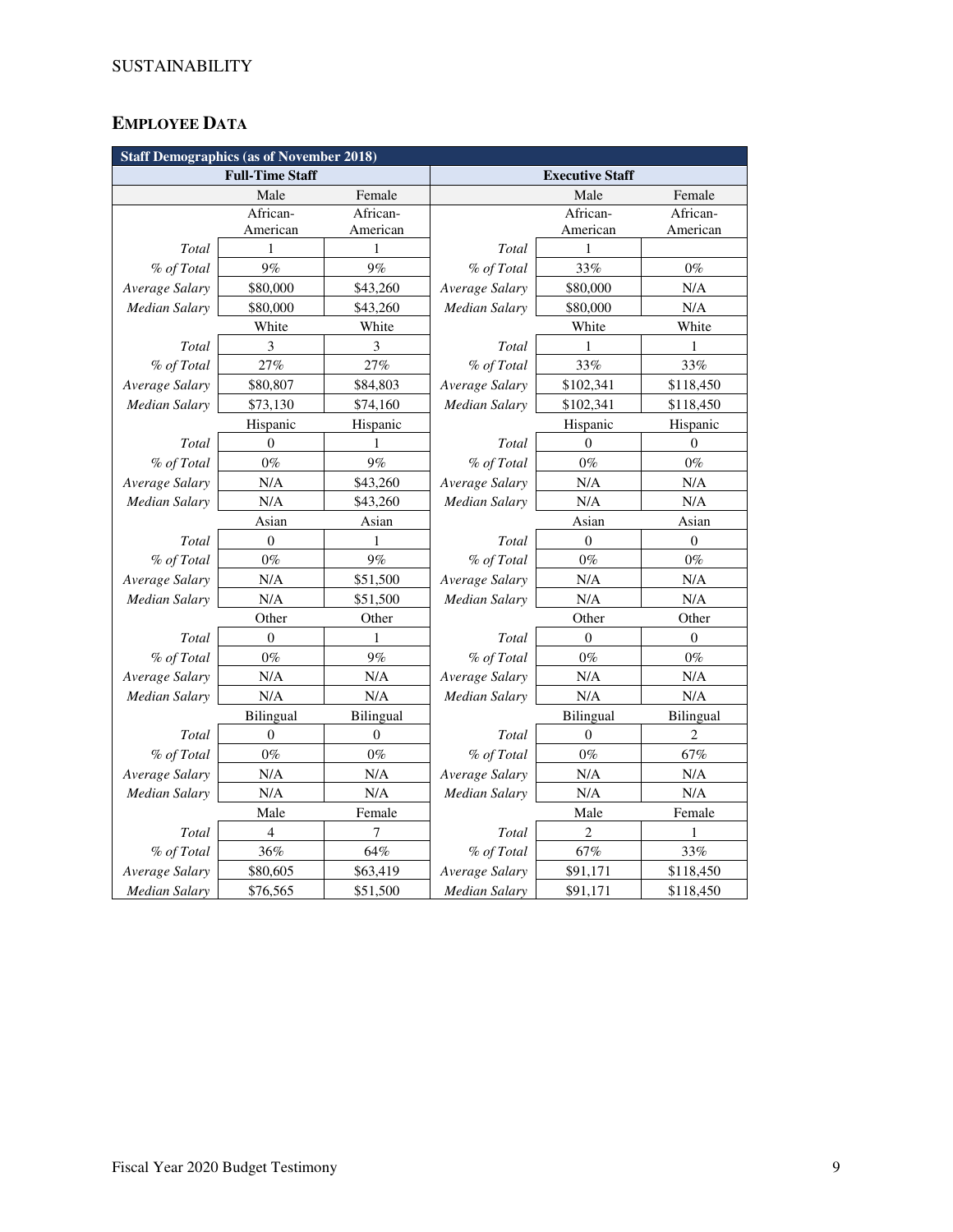SUSTAINABILITY

## EMPLOYEE DATA

| Staff Demographics (as of November 2018) | | | | | |
|---|---|---|---|---|---|
| Full-Time Staff | | | Executive Staff | | |
| | Male | Female | | Male | Female |
| | African-American | African-American | | African-American | African-American |
| *Total* | 1 | 1 | *Total* | 1 | |
| *% of Total* | 9% | 9% | *% of Total* | 33% | 0% |
| *Average Salary* | $80,000 | $43,260 | *Average Salary* | $80,000 | N/A |
| *Median Salary* | $80,000 | $43,260 | *Median Salary* | $80,000 | N/A |
| | White | White | | White | White |
| *Total* | 3 | 3 | *Total* | 1 | 1 |
| *% of Total* | 27% | 27% | *% of Total* | 33% | 33% |
| *Average Salary* | $80,807 | $84,803 | *Average Salary* | $102,341 | $118,450 |
| *Median Salary* | $73,130 | $74,160 | *Median Salary* | $102,341 | $118,450 |
| | Hispanic | Hispanic | | Hispanic | Hispanic |
| *Total* | 0 | 1 | *Total* | 0 | 0 |
| *% of Total* | 0% | 9% | *% of Total* | 0% | 0% |
| *Average Salary* | N/A | $43,260 | *Average Salary* | N/A | N/A |
| *Median Salary* | N/A | $43,260 | *Median Salary* | N/A | N/A |
| | Asian | Asian | | Asian | Asian |
| *Total* | 0 | 1 | *Total* | 0 | 0 |
| *% of Total* | 0% | 9% | *% of Total* | 0% | 0% |
| *Average Salary* | N/A | $51,500 | *Average Salary* | N/A | N/A |
| *Median Salary* | N/A | $51,500 | *Median Salary* | N/A | N/A |
| | Other | Other | | Other | Other |
| *Total* | 0 | 1 | *Total* | 0 | 0 |
| *% of Total* | 0% | 9% | *% of Total* | 0% | 0% |
| *Average Salary* | N/A | N/A | *Average Salary* | N/A | N/A |
| *Median Salary* | N/A | N/A | *Median Salary* | N/A | N/A |
| | Bilingual | Bilingual | | Bilingual | Bilingual |
| *Total* | 0 | 0 | *Total* | 0 | 2 |
| *% of Total* | 0% | 0% | *% of Total* | 0% | 67% |
| *Average Salary* | N/A | N/A | *Average Salary* | N/A | N/A |
| *Median Salary* | N/A | N/A | *Median Salary* | N/A | N/A |
| | Male | Female | | Male | Female |
| *Total* | 4 | 7 | *Total* | 2 | 1 |
| *% of Total* | 36% | 64% | *% of Total* | 67% | 33% |
| *Average Salary* | $80,605 | $63,419 | *Average Salary* | $91,171 | $118,450 |
| *Median Salary* | $76,565 | $51,500 | *Median Salary* | $91,171 | $118,450 |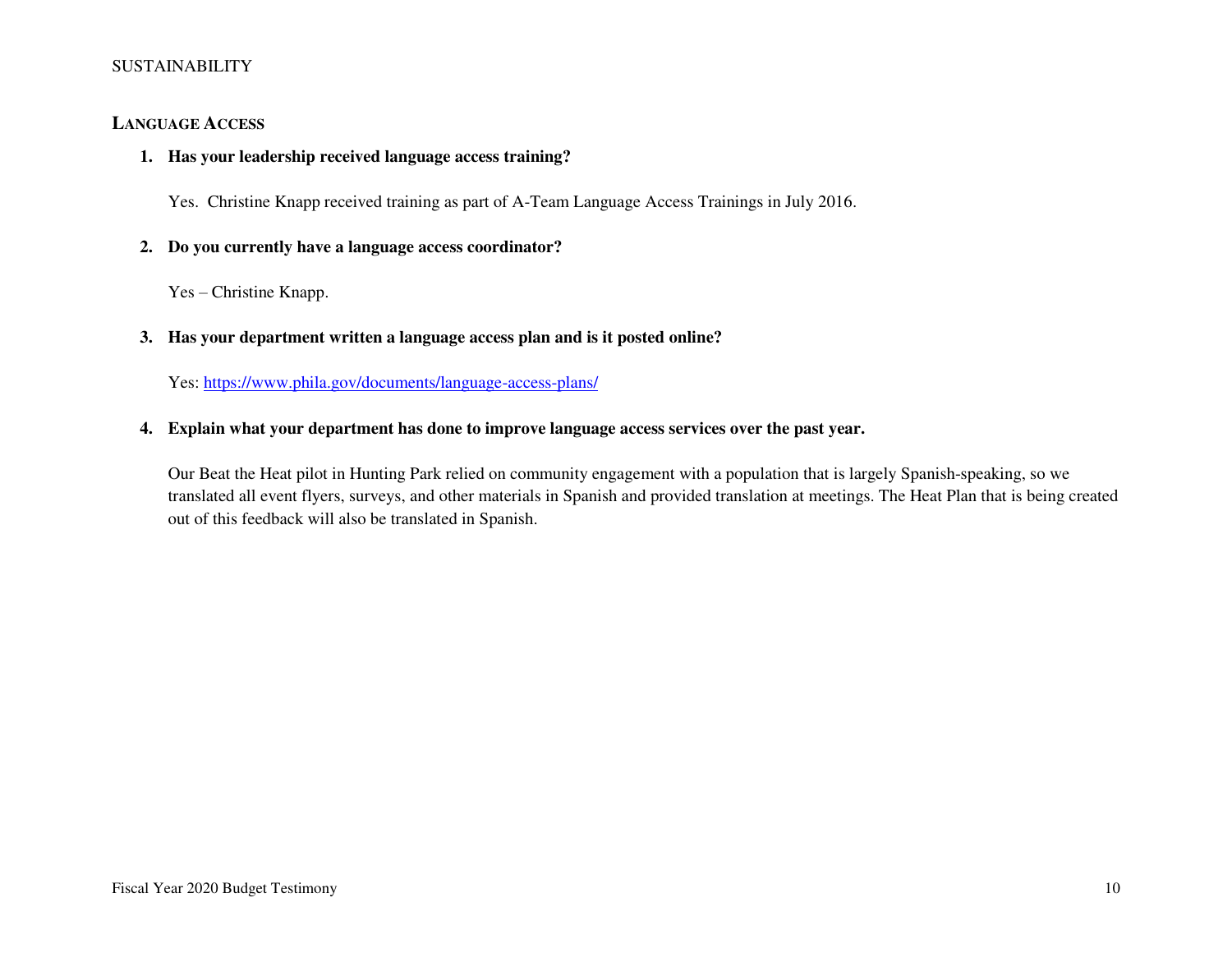## LANGUAGE ACCESS

1. **Has your leadership received language access training?**

   Yes. Christine Knapp received training as part of A-Team Language Access Trainings in July 2016.

2. **Do you currently have a language access coordinator?**

   Yes – Christine Knapp.

3. **Has your department written a language access plan and is it posted online?**

   Yes: https://www.phila.gov/documents/language-access-plans/

4. **Explain what your department has done to improve language access services over the past year.**

   Our Beat the Heat pilot in Hunting Park relied on community engagement with a population that is largely Spanish-speaking, so we translated all event flyers, surveys, and other materials in Spanish and provided translation at meetings. The Heat Plan that is being created out of this feedback will also be translated in Spanish.